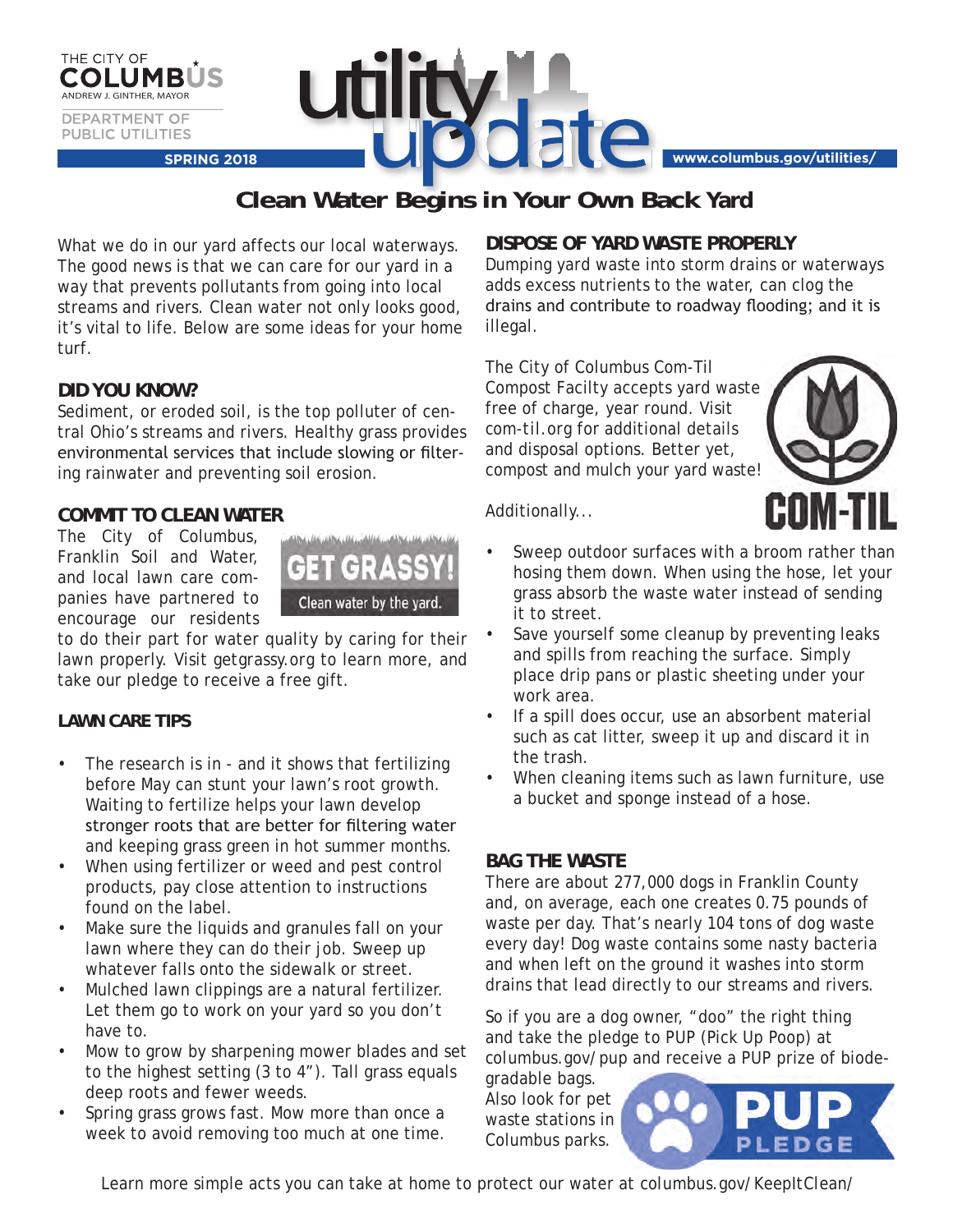THE CITY OF COLUMBUS
ANDREW J. GINTHER, MAYOR

DEPARTMENT OF PUBLIC UTILITIES

# utility update

SPRING 2018

www.columbus.gov/utilities/

## Clean Water Begins in Your Own Back Yard

What we do in our yard affects our local waterways. The good news is that we can care for our yard in a way that prevents pollutants from going into local streams and rivers. Clean water not only looks good, it's vital to life. Below are some ideas for your home turf.

### DID YOU KNOW?

Sediment, or eroded soil, is the top polluter of central Ohio's streams and rivers. Healthy grass provides environmental services that include slowing or filtering rainwater and preventing soil erosion.

### COMMIT TO CLEAN WATER

GET GRASSY! Clean water by the yard.

The City of Columbus, Franklin Soil and Water, and local lawn care companies have partnered to encourage our residents to do their part for water quality by caring for their lawn properly. Visit getgrassy.org to learn more, and take our pledge to receive a free gift.

### LAWN CARE TIPS

- The research is in - and it shows that fertilizing before May can stunt your lawn's root growth. Waiting to fertilize helps your lawn develop stronger roots that are better for filtering water and keeping grass green in hot summer months.
- When using fertilizer or weed and pest control products, pay close attention to instructions found on the label.
- Make sure the liquids and granules fall on your lawn where they can do their job. Sweep up whatever falls onto the sidewalk or street.
- Mulched lawn clippings are a natural fertilizer. Let them go to work on your yard so you don't have to.
- Mow to grow by sharpening mower blades and set to the highest setting (3 to 4"). Tall grass equals deep roots and fewer weeds.
- Spring grass grows fast. Mow more than once a week to avoid removing too much at one time.

### DISPOSE OF YARD WASTE PROPERLY

Dumping yard waste into storm drains or waterways adds excess nutrients to the water, can clog the drains and contribute to roadway flooding; and it is illegal.

The City of Columbus Com-Til Compost Facilty accepts yard waste free of charge, year round. Visit com-til.org for additional details and disposal options. Better yet, compost and mulch your yard waste!

COM-TIL

Additionally...

- Sweep outdoor surfaces with a broom rather than hosing them down. When using the hose, let your grass absorb the waste water instead of sending it to street.
- Save yourself some cleanup by preventing leaks and spills from reaching the surface. Simply place drip pans or plastic sheeting under your work area.
- If a spill does occur, use an absorbent material such as cat litter, sweep it up and discard it in the trash.
- When cleaning items such as lawn furniture, use a bucket and sponge instead of a hose.

### BAG THE WASTE

There are about 277,000 dogs in Franklin County and, on average, each one creates 0.75 pounds of waste per day. That's nearly 104 tons of dog waste every day! Dog waste contains some nasty bacteria and when left on the ground it washes into storm drains that lead directly to our streams and rivers.

So if you are a dog owner, "doo" the right thing and take the pledge to PUP (Pick Up Poop) at columbus.gov/pup and receive a PUP prize of biodegradable bags. Also look for pet waste stations in Columbus parks.

PUP PLEDGE

Learn more simple acts you can take at home to protect our water at columbus.gov/KeepItClean/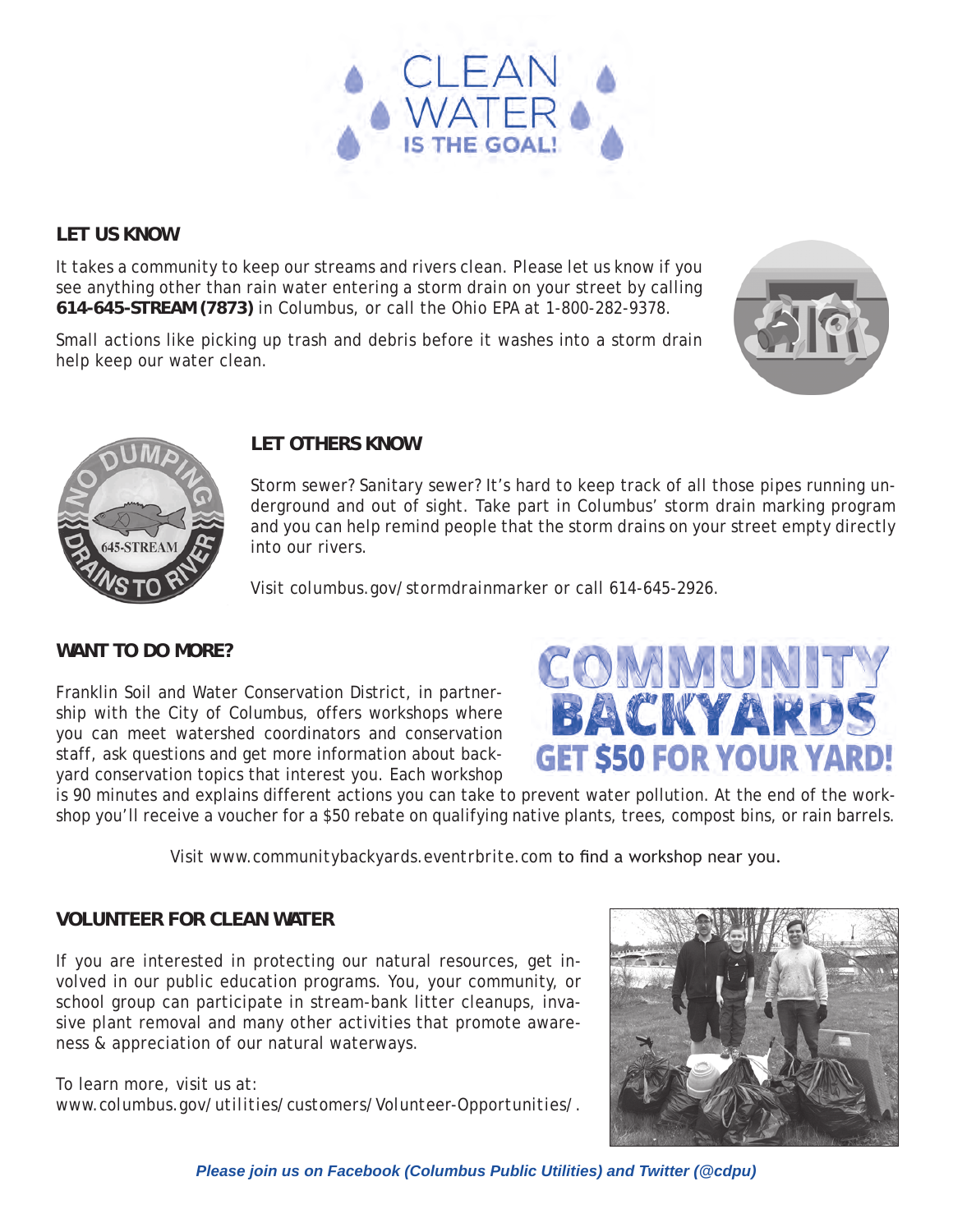# CLEAN WATER IS THE GOAL!

## LET US KNOW

It takes a community to keep our streams and rivers clean. Please let us know if you see anything other than rain water entering a storm drain on your street by calling **614-645-STREAM (7873)** in Columbus, or call the Ohio EPA at 1-800-282-9378.

Small actions like picking up trash and debris before it washes into a storm drain help keep our water clean.

## LET OTHERS KNOW

Storm sewer? Sanitary sewer? It's hard to keep track of all those pipes running underground and out of sight. Take part in Columbus' storm drain marking program and you can help remind people that the storm drains on your street empty directly into our rivers.

Visit columbus.gov/stormdrainmarker or call 614-645-2926.

## WANT TO DO MORE?

**COMMUNITY BACKYARDS GET $50 FOR YOUR YARD!**

Franklin Soil and Water Conservation District, in partnership with the City of Columbus, offers workshops where you can meet watershed coordinators and conservation staff, ask questions and get more information about backyard conservation topics that interest you. Each workshop is 90 minutes and explains different actions you can take to prevent water pollution. At the end of the workshop you'll receive a voucher for a $50 rebate on qualifying native plants, trees, compost bins, or rain barrels.

Visit www.communitybackyards.eventrbrite.com to find a workshop near you.

## VOLUNTEER FOR CLEAN WATER

If you are interested in protecting our natural resources, get involved in our public education programs. You, your community, or school group can participate in stream-bank litter cleanups, invasive plant removal and many other activities that promote awareness & appreciation of our natural waterways.

To learn more, visit us at:
www.columbus.gov/utilities/customers/Volunteer-Opportunities/.

***Please join us on Facebook (Columbus Public Utilities) and Twitter (@cdpu)***